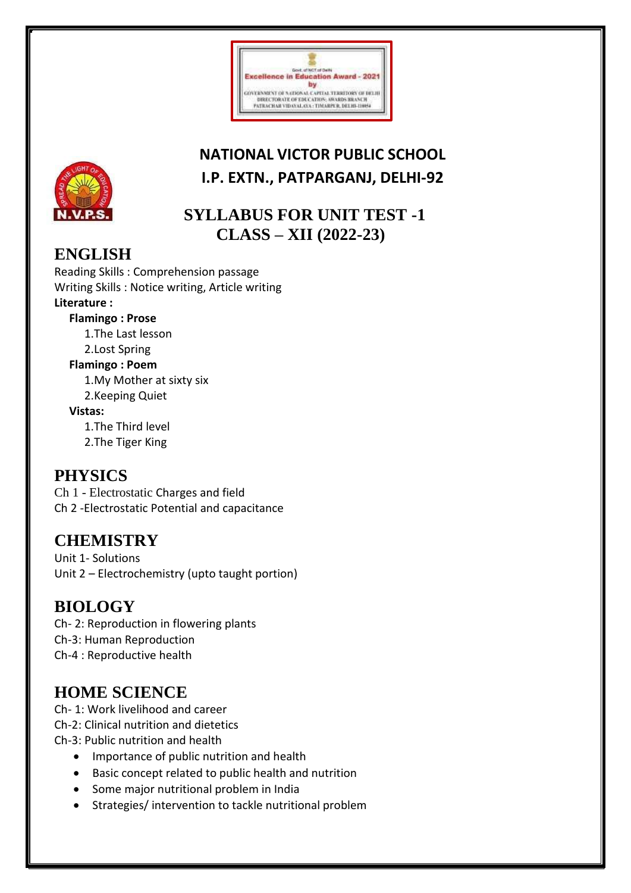Govt. of NCT of Delhi
Excellence in Education Award - 2021
by
GOVERNMENT OF NATIONAL CAPITAL TERRITORY OF DELHI
DIRECTORATE OF EDUCATION: AWARDS BRANCH
PATRACHAR VIDYALAYA : TIMARPUR, DELHI-110054

# NATIONAL VICTOR PUBLIC SCHOOL
# I.P. EXTN., PATPARGANJ, DELHI-92

## SYLLABUS FOR UNIT TEST -1
## CLASS – XII (2022-23)

## ENGLISH

Reading Skills : Comprehension passage
Writing Skills : Notice writing, Article writing

**Literature :**

**Flamingo : Prose**

1. The Last lesson
2. Lost Spring

**Flamingo : Poem**

1. My Mother at sixty six
2. Keeping Quiet

**Vistas:**

1. The Third level
2. The Tiger King

## PHYSICS

Ch 1 - Electrostatic Charges and field
Ch 2 -Electrostatic Potential and capacitance

## CHEMISTRY

Unit 1- Solutions
Unit 2 – Electrochemistry (upto taught portion)

## BIOLOGY

Ch- 2: Reproduction in flowering plants
Ch-3: Human Reproduction
Ch-4 : Reproductive health

## HOME SCIENCE

Ch- 1: Work livelihood and career
Ch-2: Clinical nutrition and dietetics
Ch-3: Public nutrition and health

- Importance of public nutrition and health
- Basic concept related to public health and nutrition
- Some major nutritional problem in India
- Strategies/ intervention to tackle nutritional problem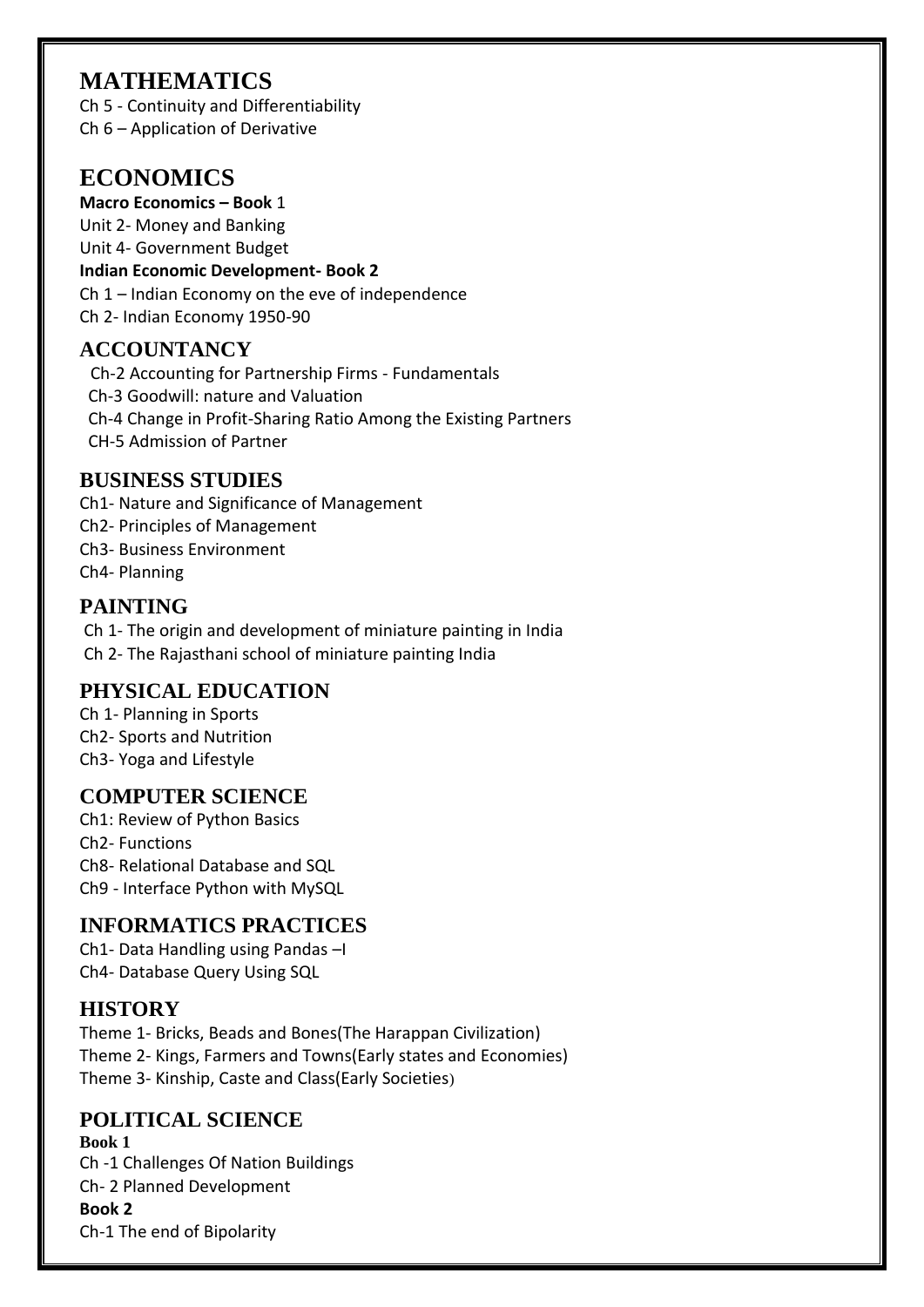## MATHEMATICS

Ch 5 - Continuity and Differentiability
Ch 6 – Application of Derivative

## ECONOMICS

**Macro Economics – Book** 1
Unit 2- Money and Banking
Unit 4- Government Budget
**Indian Economic Development- Book 2**
Ch 1 – Indian Economy on the eve of independence
Ch 2- Indian Economy 1950-90

## ACCOUNTANCY

Ch-2 Accounting for Partnership Firms - Fundamentals
Ch-3 Goodwill: nature and Valuation
Ch-4 Change in Profit-Sharing Ratio Among the Existing Partners
CH-5 Admission of Partner

## BUSINESS STUDIES

Ch1- Nature and Significance of Management
Ch2- Principles of Management
Ch3- Business Environment
Ch4- Planning

## PAINTING

Ch 1- The origin and development of miniature painting in India
Ch 2- The Rajasthani school of miniature painting India

## PHYSICAL EDUCATION

Ch 1- Planning in Sports
Ch2- Sports and Nutrition
Ch3- Yoga and Lifestyle

## COMPUTER SCIENCE

Ch1: Review of Python Basics
Ch2- Functions
Ch8- Relational Database and SQL
Ch9 - Interface Python with MySQL

## INFORMATICS PRACTICES

Ch1- Data Handling using Pandas –I
Ch4- Database Query Using SQL

## HISTORY

Theme 1- Bricks, Beads and Bones(The Harappan Civilization)
Theme 2- Kings, Farmers and Towns(Early states and Economies)
Theme 3- Kinship, Caste and Class(Early Societies)

## POLITICAL SCIENCE

**Book 1**
Ch -1 Challenges Of Nation Buildings
Ch- 2 Planned Development
**Book 2**
Ch-1 The end of Bipolarity